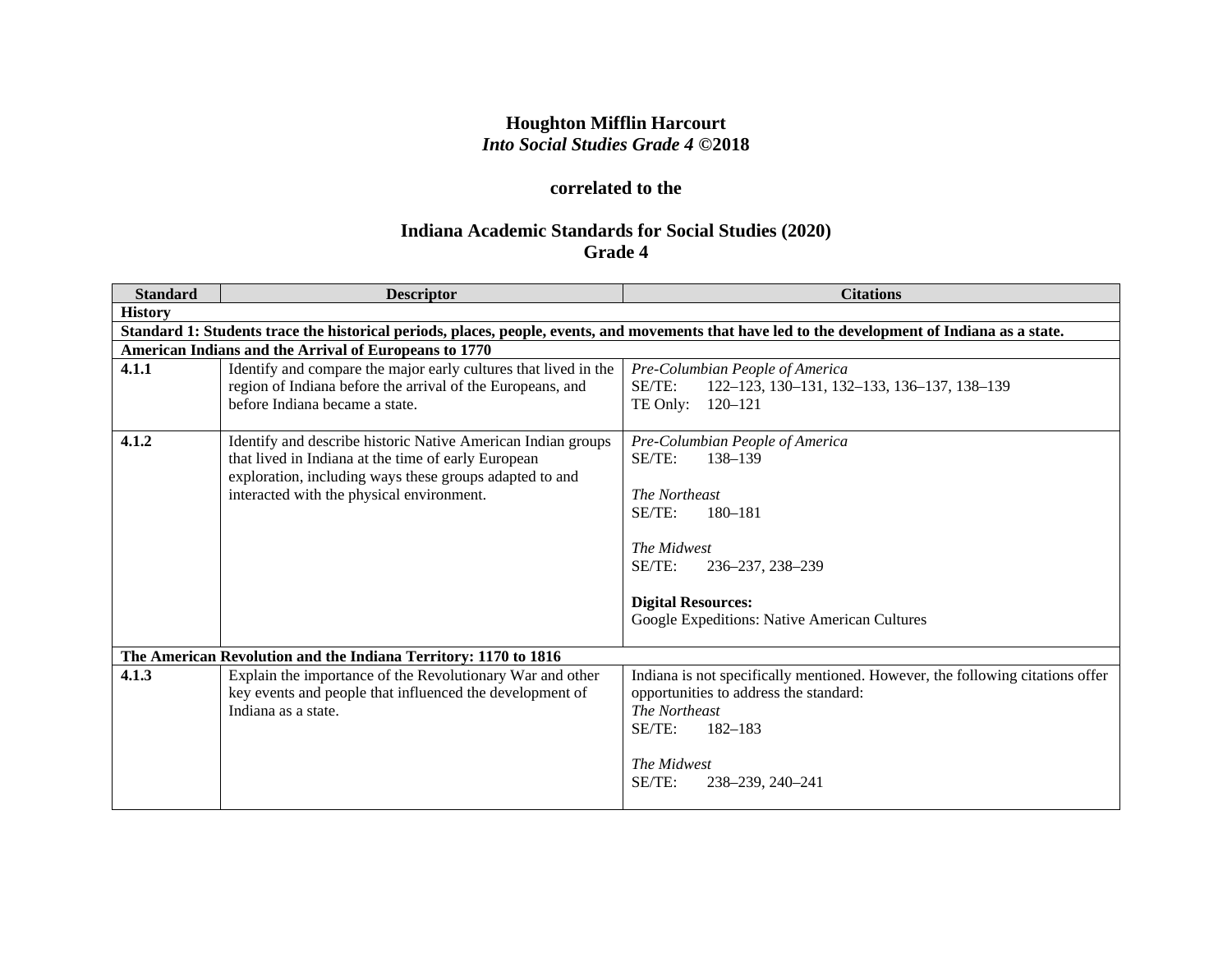**Houghton Mifflin Harcourt**
***Into Social Studies Grade 4* ©2018**

**correlated to the**

**Indiana Academic Standards for Social Studies (2020)**
**Grade 4**

| Standard | Descriptor | Citations |
|---|---|---|
| **History** | | |
| **Standard 1: Students trace the historical periods, places, people, events, and movements that have led to the development of Indiana as a state.** | | |
| **American Indians and the Arrival of Europeans to 1770** | | |
| **4.1.1** | Identify and compare the major early cultures that lived in the region of Indiana before the arrival of the Europeans, and before Indiana became a state. | *Pre-Columbian People of America*<br>SE/TE: 122–123, 130–131, 132–133, 136–137, 138–139<br>TE Only: 120–121 |
| **4.1.2** | Identify and describe historic Native American Indian groups that lived in Indiana at the time of early European exploration, including ways these groups adapted to and interacted with the physical environment. | *Pre-Columbian People of America*<br>SE/TE: 138–139<br><br>*The Northeast*<br>SE/TE: 180–181<br><br>*The Midwest*<br>SE/TE: 236–237, 238–239<br><br>**Digital Resources:**<br>Google Expeditions: Native American Cultures |
| **The American Revolution and the Indiana Territory: 1170 to 1816** | | |
| **4.1.3** | Explain the importance of the Revolutionary War and other key events and people that influenced the development of Indiana as a state. | Indiana is not specifically mentioned. However, the following citations offer opportunities to address the standard:<br>*The Northeast*<br>SE/TE: 182–183<br><br>*The Midwest*<br>SE/TE: 238–239, 240–241 |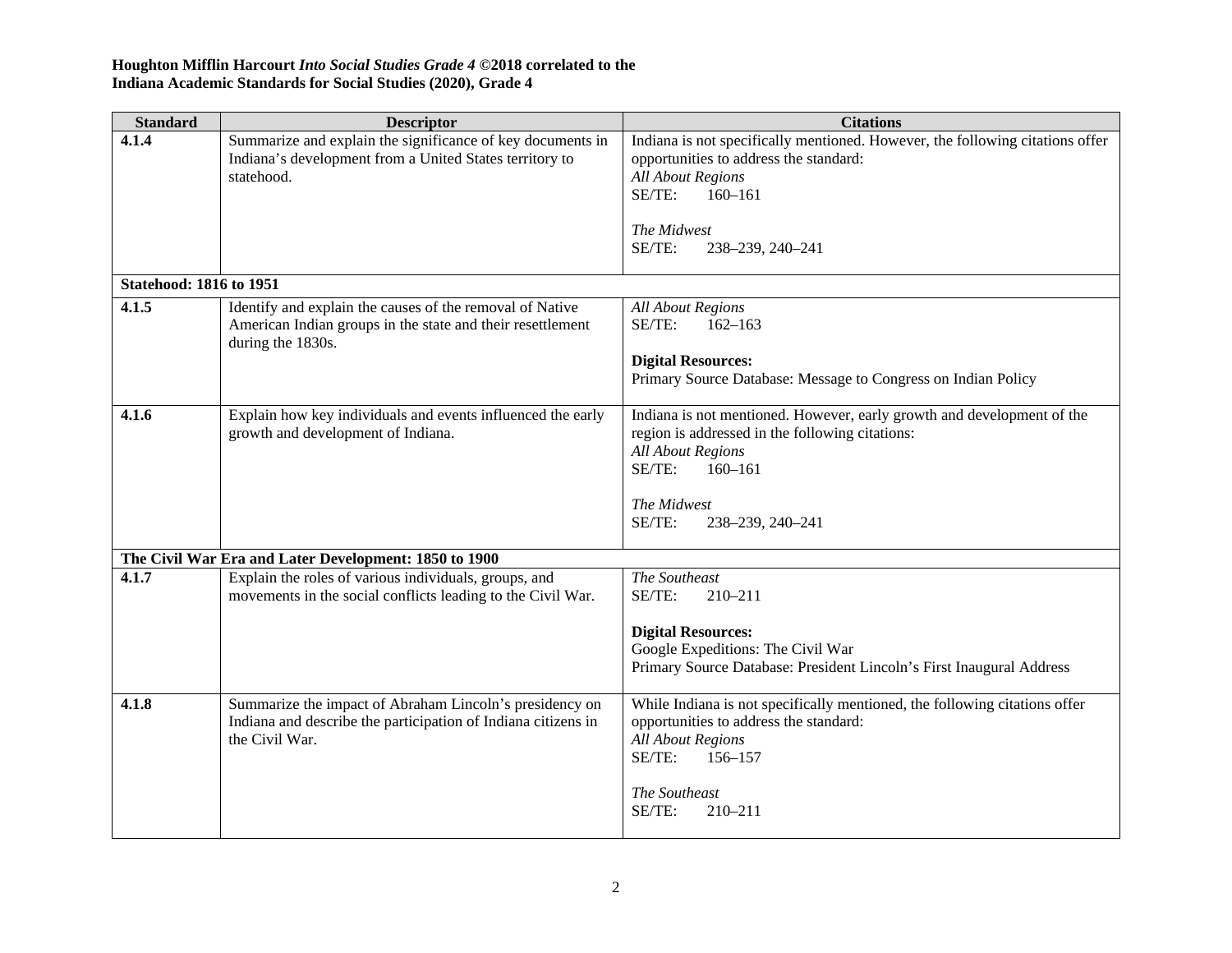**Houghton Mifflin Harcourt *Into Social Studies Grade 4* ©2018 correlated to the Indiana Academic Standards for Social Studies (2020), Grade 4**

| Standard | Descriptor | Citations |
|---|---|---|
| **4.1.4** | Summarize and explain the significance of key documents in Indiana's development from a United States territory to statehood. | Indiana is not specifically mentioned. However, the following citations offer opportunities to address the standard:<br>*All About Regions*<br>SE/TE: 160–161<br><br>*The Midwest*<br>SE/TE: 238–239, 240–241 |
| **Statehood: 1816 to 1951** | | |
| **4.1.5** | Identify and explain the causes of the removal of Native American Indian groups in the state and their resettlement during the 1830s. | *All About Regions*<br>SE/TE: 162–163<br><br>**Digital Resources:**<br>Primary Source Database: Message to Congress on Indian Policy |
| **4.1.6** | Explain how key individuals and events influenced the early growth and development of Indiana. | Indiana is not mentioned. However, early growth and development of the region is addressed in the following citations:<br>*All About Regions*<br>SE/TE: 160–161<br><br>*The Midwest*<br>SE/TE: 238–239, 240–241 |
| **The Civil War Era and Later Development: 1850 to 1900** | | |
| **4.1.7** | Explain the roles of various individuals, groups, and movements in the social conflicts leading to the Civil War. | *The Southeast*<br>SE/TE: 210–211<br><br>**Digital Resources:**<br>Google Expeditions: The Civil War<br>Primary Source Database: President Lincoln's First Inaugural Address |
| **4.1.8** | Summarize the impact of Abraham Lincoln's presidency on Indiana and describe the participation of Indiana citizens in the Civil War. | While Indiana is not specifically mentioned, the following citations offer opportunities to address the standard:<br>*All About Regions*<br>SE/TE: 156–157<br><br>*The Southeast*<br>SE/TE: 210–211 |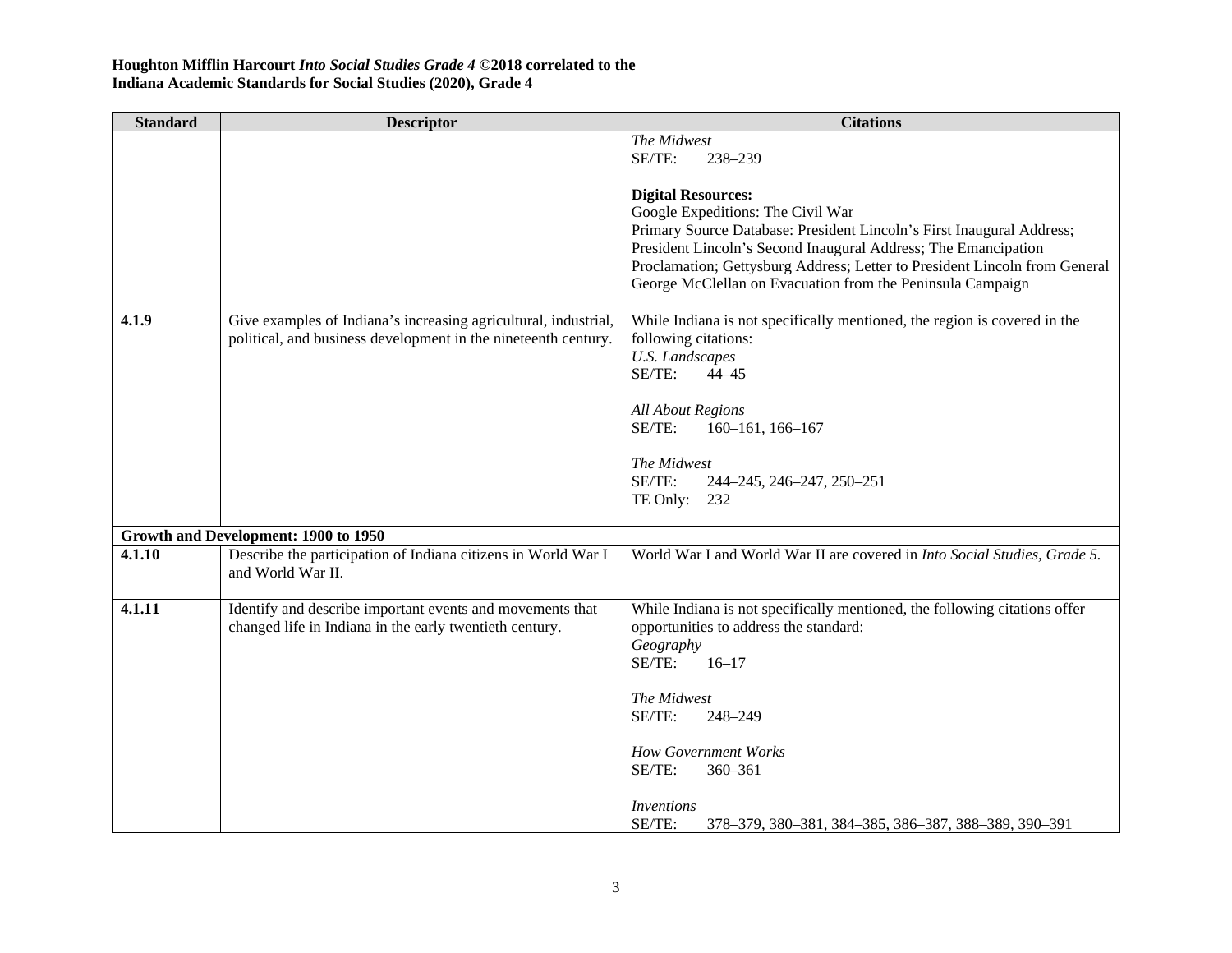**Houghton Mifflin Harcourt *Into Social Studies Grade 4* ©2018 correlated to the Indiana Academic Standards for Social Studies (2020), Grade 4**

| Standard | Descriptor | Citations |
|---|---|---|
| | | *The Midwest*<br>SE/TE: 238–239<br><br>**Digital Resources:**<br>Google Expeditions: The Civil War<br>Primary Source Database: President Lincoln's First Inaugural Address; President Lincoln's Second Inaugural Address; The Emancipation Proclamation; Gettysburg Address; Letter to President Lincoln from General George McClellan on Evacuation from the Peninsula Campaign |
| **4.1.9** | Give examples of Indiana's increasing agricultural, industrial, political, and business development in the nineteenth century. | While Indiana is not specifically mentioned, the region is covered in the following citations:<br>*U.S. Landscapes*<br>SE/TE: 44–45<br><br>*All About Regions*<br>SE/TE: 160–161, 166–167<br><br>*The Midwest*<br>SE/TE: 244–245, 246–247, 250–251<br>TE Only: 232 |
| **Growth and Development: 1900 to 1950** | | |
| **4.1.10** | Describe the participation of Indiana citizens in World War I and World War II. | World War I and World War II are covered in *Into Social Studies, Grade 5.* |
| **4.1.11** | Identify and describe important events and movements that changed life in Indiana in the early twentieth century. | While Indiana is not specifically mentioned, the following citations offer opportunities to address the standard:<br>*Geography*<br>SE/TE: 16–17<br><br>*The Midwest*<br>SE/TE: 248–249<br><br>*How Government Works*<br>SE/TE: 360–361<br><br>*Inventions*<br>SE/TE: 378–379, 380–381, 384–385, 386–387, 388–389, 390–391 |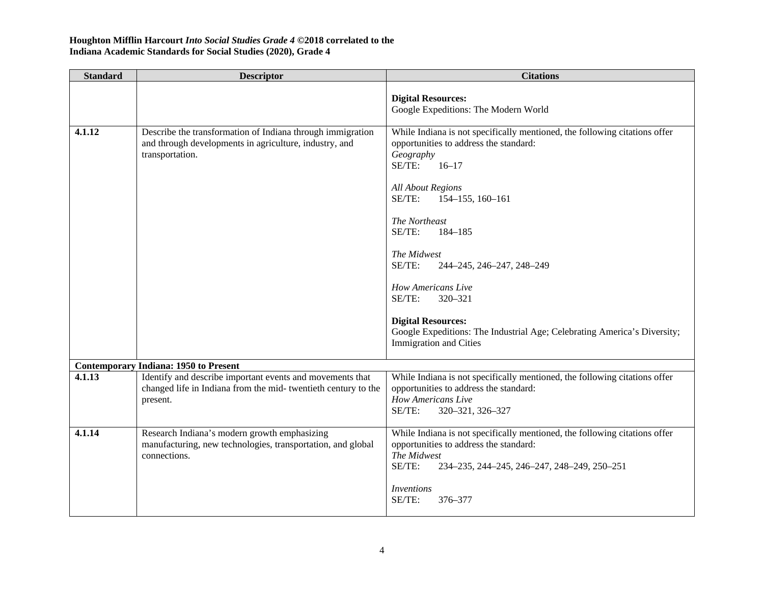**Houghton Mifflin Harcourt *Into Social Studies Grade 4* ©2018 correlated to the Indiana Academic Standards for Social Studies (2020), Grade 4**

| Standard | Descriptor | Citations |
|---|---|---|
| | | **Digital Resources:**<br>Google Expeditions: The Modern World |
| **4.1.12** | Describe the transformation of Indiana through immigration and through developments in agriculture, industry, and transportation. | While Indiana is not specifically mentioned, the following citations offer opportunities to address the standard:<br>*Geography*<br>SE/TE: 16–17<br><br>*All About Regions*<br>SE/TE: 154–155, 160–161<br><br>*The Northeast*<br>SE/TE: 184–185<br><br>*The Midwest*<br>SE/TE: 244–245, 246–247, 248–249<br><br>*How Americans Live*<br>SE/TE: 320–321<br><br>**Digital Resources:**<br>Google Expeditions: The Industrial Age; Celebrating America's Diversity; Immigration and Cities |
| **Contemporary Indiana: 1950 to Present** | | |
| **4.1.13** | Identify and describe important events and movements that changed life in Indiana from the mid- twentieth century to the present. | While Indiana is not specifically mentioned, the following citations offer opportunities to address the standard:<br>*How Americans Live*<br>SE/TE: 320–321, 326–327 |
| **4.1.14** | Research Indiana's modern growth emphasizing manufacturing, new technologies, transportation, and global connections. | While Indiana is not specifically mentioned, the following citations offer opportunities to address the standard:<br>*The Midwest*<br>SE/TE: 234–235, 244–245, 246–247, 248–249, 250–251<br><br>*Inventions*<br>SE/TE: 376–377 |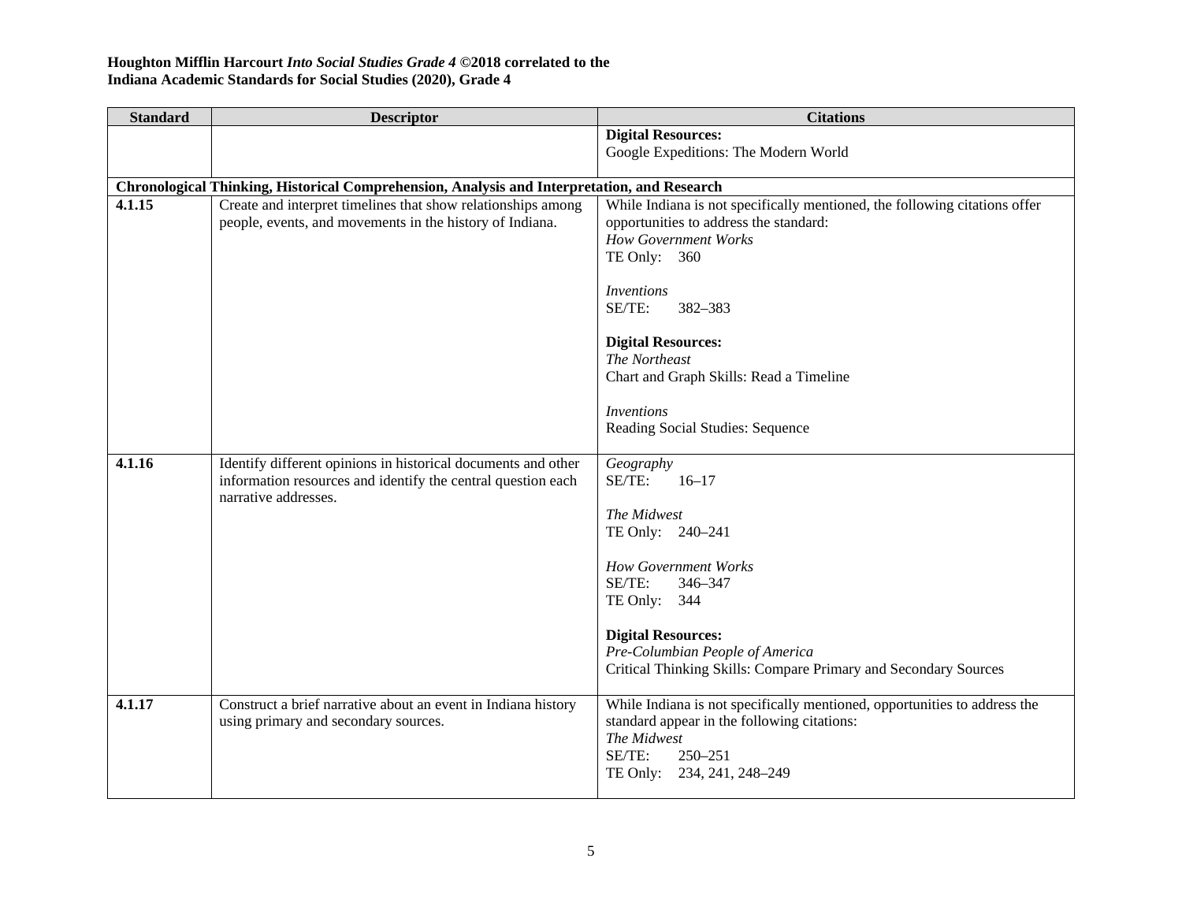**Houghton Mifflin Harcourt *Into Social Studies Grade 4* ©2018 correlated to the Indiana Academic Standards for Social Studies (2020), Grade 4**

| Standard | Descriptor | Citations |
|---|---|---|
| | | **Digital Resources:**<br>Google Expeditions: The Modern World |
| **Chronological Thinking, Historical Comprehension, Analysis and Interpretation, and Research** | | |
| **4.1.15** | Create and interpret timelines that show relationships among people, events, and movements in the history of Indiana. | While Indiana is not specifically mentioned, the following citations offer opportunities to address the standard:<br>*How Government Works*<br>TE Only: 360<br><br>*Inventions*<br>SE/TE: 382–383<br><br>**Digital Resources:**<br>*The Northeast*<br>Chart and Graph Skills: Read a Timeline<br><br>*Inventions*<br>Reading Social Studies: Sequence |
| **4.1.16** | Identify different opinions in historical documents and other information resources and identify the central question each narrative addresses. | *Geography*<br>SE/TE: 16–17<br><br>*The Midwest*<br>TE Only: 240–241<br><br>*How Government Works*<br>SE/TE: 346–347<br>TE Only: 344<br><br>**Digital Resources:**<br>*Pre-Columbian People of America*<br>Critical Thinking Skills: Compare Primary and Secondary Sources |
| **4.1.17** | Construct a brief narrative about an event in Indiana history using primary and secondary sources. | While Indiana is not specifically mentioned, opportunities to address the standard appear in the following citations:<br>*The Midwest*<br>SE/TE: 250–251<br>TE Only: 234, 241, 248–249 |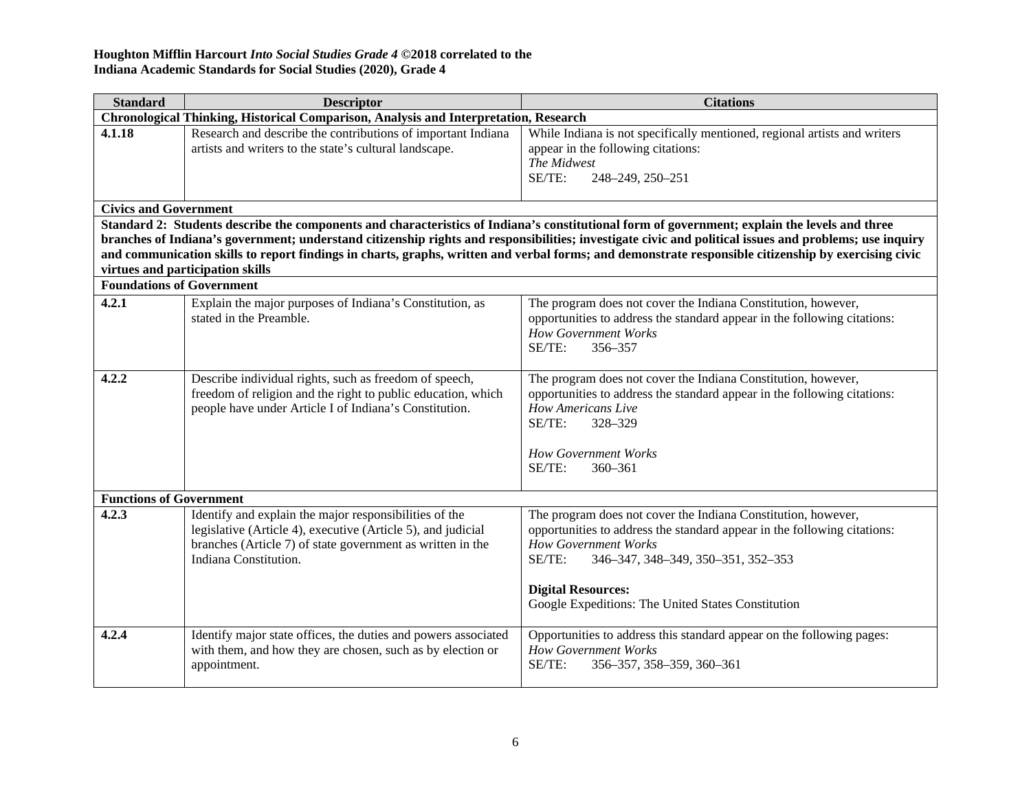**Houghton Mifflin Harcourt *Into Social Studies Grade 4* ©2018 correlated to the**
**Indiana Academic Standards for Social Studies (2020), Grade 4**

| Standard | Descriptor | Citations |
|---|---|---|
| **Chronological Thinking, Historical Comparison, Analysis and Interpretation, Research** | | |
| **4.1.18** | Research and describe the contributions of important Indiana artists and writers to the state's cultural landscape. | While Indiana is not specifically mentioned, regional artists and writers appear in the following citations:<br>*The Midwest*<br>SE/TE: 248–249, 250–251 |
| **Civics and Government** | | |
| **Standard 2: Students describe the components and characteristics of Indiana's constitutional form of government; explain the levels and three branches of Indiana's government; understand citizenship rights and responsibilities; investigate civic and political issues and problems; use inquiry and communication skills to report findings in charts, graphs, written and verbal forms; and demonstrate responsible citizenship by exercising civic virtues and participation skills** | | |
| **Foundations of Government** | | |
| **4.2.1** | Explain the major purposes of Indiana's Constitution, as stated in the Preamble. | The program does not cover the Indiana Constitution, however, opportunities to address the standard appear in the following citations:<br>*How Government Works*<br>SE/TE: 356–357 |
| **4.2.2** | Describe individual rights, such as freedom of speech, freedom of religion and the right to public education, which people have under Article I of Indiana's Constitution. | The program does not cover the Indiana Constitution, however, opportunities to address the standard appear in the following citations:<br>*How Americans Live*<br>SE/TE: 328–329<br><br>*How Government Works*<br>SE/TE: 360–361 |
| **Functions of Government** | | |
| **4.2.3** | Identify and explain the major responsibilities of the legislative (Article 4), executive (Article 5), and judicial branches (Article 7) of state government as written in the Indiana Constitution. | The program does not cover the Indiana Constitution, however, opportunities to address the standard appear in the following citations:<br>*How Government Works*<br>SE/TE: 346–347, 348–349, 350–351, 352–353<br><br>**Digital Resources:**<br>Google Expeditions: The United States Constitution |
| **4.2.4** | Identify major state offices, the duties and powers associated with them, and how they are chosen, such as by election or appointment. | Opportunities to address this standard appear on the following pages:<br>*How Government Works*<br>SE/TE: 356–357, 358–359, 360–361 |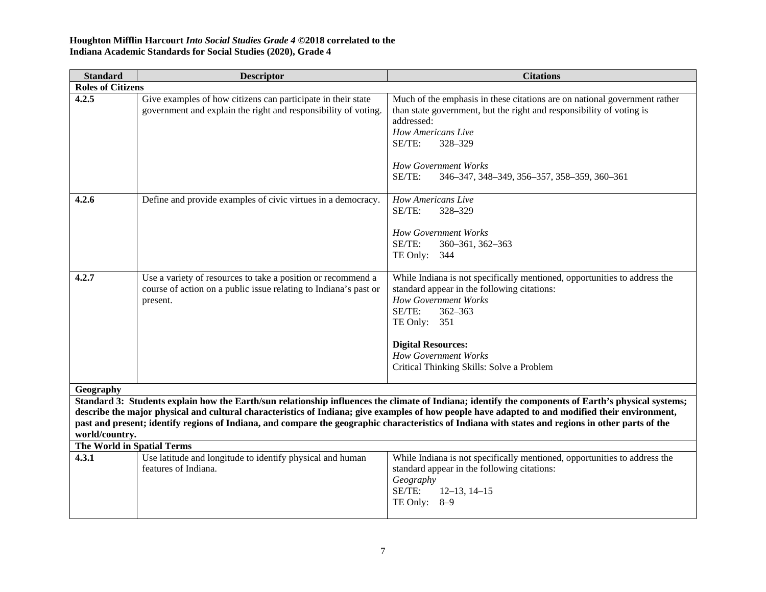**Houghton Mifflin Harcourt *Into Social Studies Grade 4* ©2018 correlated to the**
**Indiana Academic Standards for Social Studies (2020), Grade 4**

| Standard | Descriptor | Citations |
|---|---|---|
| **Roles of Citizens** | | |
| **4.2.5** | Give examples of how citizens can participate in their state government and explain the right and responsibility of voting. | Much of the emphasis in these citations are on national government rather than state government, but the right and responsibility of voting is addressed:<br>*How Americans Live*<br>SE/TE: 328–329<br><br>*How Government Works*<br>SE/TE: 346–347, 348–349, 356–357, 358–359, 360–361 |
| **4.2.6** | Define and provide examples of civic virtues in a democracy. | *How Americans Live*<br>SE/TE: 328–329<br><br>*How Government Works*<br>SE/TE: 360–361, 362–363<br>TE Only: 344 |
| **4.2.7** | Use a variety of resources to take a position or recommend a course of action on a public issue relating to Indiana's past or present. | While Indiana is not specifically mentioned, opportunities to address the standard appear in the following citations:<br>*How Government Works*<br>SE/TE: 362–363<br>TE Only: 351<br><br>**Digital Resources:**<br>*How Government Works*<br>Critical Thinking Skills: Solve a Problem |
| **Geography** | | |
| **Standard 3: Students explain how the Earth/sun relationship influences the climate of Indiana; identify the components of Earth's physical systems; describe the major physical and cultural characteristics of Indiana; give examples of how people have adapted to and modified their environment, past and present; identify regions of Indiana, and compare the geographic characteristics of Indiana with states and regions in other parts of the world/country.** | | |
| **The World in Spatial Terms** | | |
| **4.3.1** | Use latitude and longitude to identify physical and human features of Indiana. | While Indiana is not specifically mentioned, opportunities to address the standard appear in the following citations:<br>*Geography*<br>SE/TE: 12–13, 14–15<br>TE Only: 8–9 |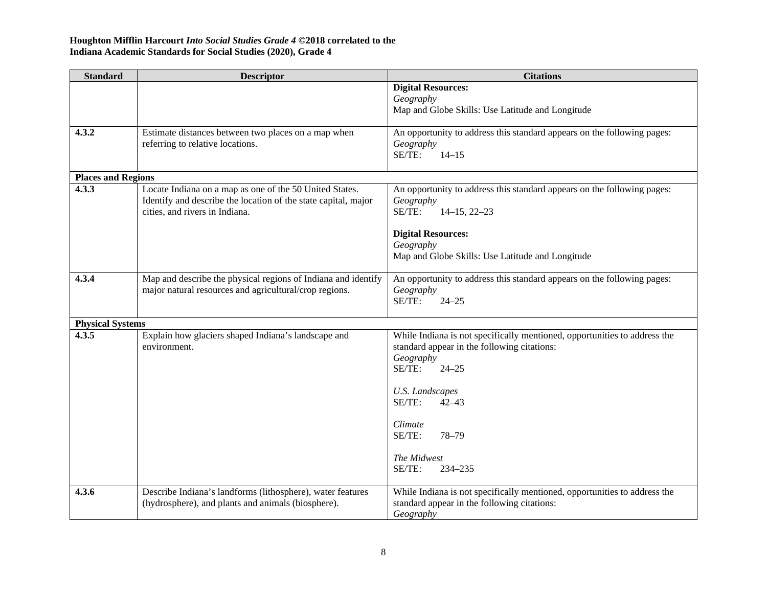**Houghton Mifflin Harcourt *Into Social Studies Grade 4* ©2018 correlated to the**
**Indiana Academic Standards for Social Studies (2020), Grade 4**

| Standard | Descriptor | Citations |
|---|---|---|
| | | **Digital Resources:**<br>*Geography*<br>Map and Globe Skills: Use Latitude and Longitude |
| **4.3.2** | Estimate distances between two places on a map when referring to relative locations. | An opportunity to address this standard appears on the following pages:<br>*Geography*<br>SE/TE: 14–15 |
| **Places and Regions** | | |
| **4.3.3** | Locate Indiana on a map as one of the 50 United States. Identify and describe the location of the state capital, major cities, and rivers in Indiana. | An opportunity to address this standard appears on the following pages:<br>*Geography*<br>SE/TE: 14–15, 22–23<br><br>**Digital Resources:**<br>*Geography*<br>Map and Globe Skills: Use Latitude and Longitude |
| **4.3.4** | Map and describe the physical regions of Indiana and identify major natural resources and agricultural/crop regions. | An opportunity to address this standard appears on the following pages:<br>*Geography*<br>SE/TE: 24–25 |
| **Physical Systems** | | |
| **4.3.5** | Explain how glaciers shaped Indiana's landscape and environment. | While Indiana is not specifically mentioned, opportunities to address the standard appear in the following citations:<br>*Geography*<br>SE/TE: 24–25<br><br>*U.S. Landscapes*<br>SE/TE: 42–43<br><br>*Climate*<br>SE/TE: 78–79<br><br>*The Midwest*<br>SE/TE: 234–235 |
| **4.3.6** | Describe Indiana's landforms (lithosphere), water features (hydrosphere), and plants and animals (biosphere). | While Indiana is not specifically mentioned, opportunities to address the standard appear in the following citations:<br>*Geography* |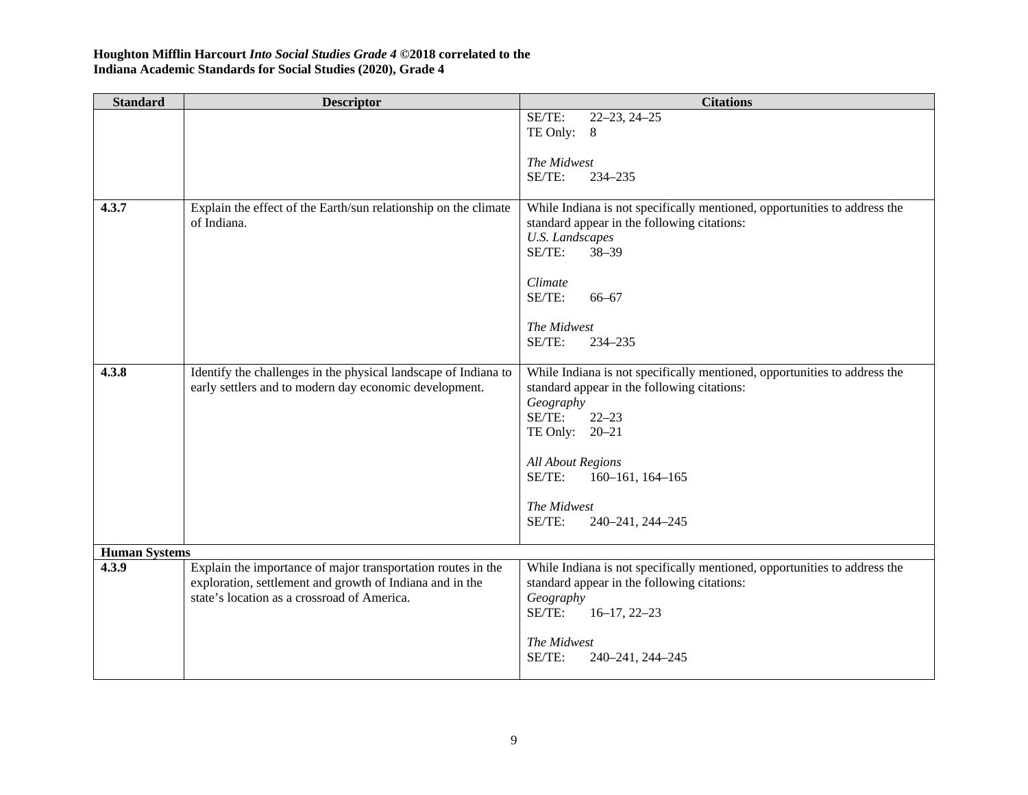**Houghton Mifflin Harcourt *Into Social Studies Grade 4* ©2018 correlated to the Indiana Academic Standards for Social Studies (2020), Grade 4**

| Standard | Descriptor | Citations |
|---|---|---|
| | | SE/TE: 22–23, 24–25<br>TE Only: 8<br><br>*The Midwest*<br>SE/TE: 234–235 |
| **4.3.7** | Explain the effect of the Earth/sun relationship on the climate of Indiana. | While Indiana is not specifically mentioned, opportunities to address the standard appear in the following citations:<br>*U.S. Landscapes*<br>SE/TE: 38–39<br><br>*Climate*<br>SE/TE: 66–67<br><br>*The Midwest*<br>SE/TE: 234–235 |
| **4.3.8** | Identify the challenges in the physical landscape of Indiana to early settlers and to modern day economic development. | While Indiana is not specifically mentioned, opportunities to address the standard appear in the following citations:<br>*Geography*<br>SE/TE: 22–23<br>TE Only: 20–21<br><br>*All About Regions*<br>SE/TE: 160–161, 164–165<br><br>*The Midwest*<br>SE/TE: 240–241, 244–245 |
| **Human Systems** | | |
| **4.3.9** | Explain the importance of major transportation routes in the exploration, settlement and growth of Indiana and in the state's location as a crossroad of America. | While Indiana is not specifically mentioned, opportunities to address the standard appear in the following citations:<br>*Geography*<br>SE/TE: 16–17, 22–23<br><br>*The Midwest*<br>SE/TE: 240–241, 244–245 |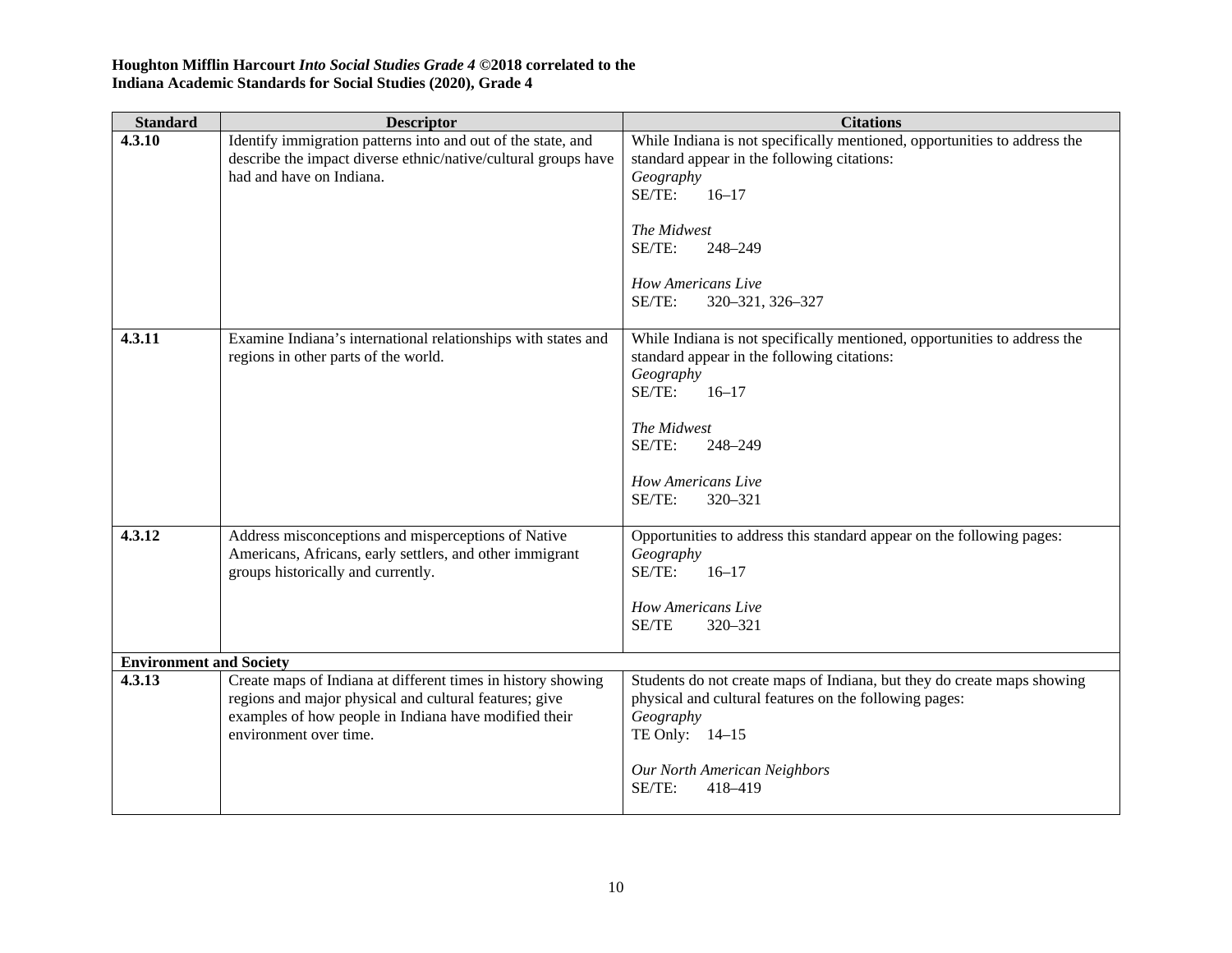**Houghton Mifflin Harcourt *Into Social Studies Grade 4* ©2018 correlated to the Indiana Academic Standards for Social Studies (2020), Grade 4**

| Standard | Descriptor | Citations |
|---|---|---|
| **4.3.10** | Identify immigration patterns into and out of the state, and describe the impact diverse ethnic/native/cultural groups have had and have on Indiana. | While Indiana is not specifically mentioned, opportunities to address the standard appear in the following citations:<br>*Geography*<br>SE/TE: 16–17<br><br>*The Midwest*<br>SE/TE: 248–249<br><br>*How Americans Live*<br>SE/TE: 320–321, 326–327 |
| **4.3.11** | Examine Indiana's international relationships with states and regions in other parts of the world. | While Indiana is not specifically mentioned, opportunities to address the standard appear in the following citations:<br>*Geography*<br>SE/TE: 16–17<br><br>*The Midwest*<br>SE/TE: 248–249<br><br>*How Americans Live*<br>SE/TE: 320–321 |
| **4.3.12** | Address misconceptions and misperceptions of Native Americans, Africans, early settlers, and other immigrant groups historically and currently. | Opportunities to address this standard appear on the following pages:<br>*Geography*<br>SE/TE: 16–17<br><br>*How Americans Live*<br>SE/TE 320–321 |
| **Environment and Society** | | |
| **4.3.13** | Create maps of Indiana at different times in history showing regions and major physical and cultural features; give examples of how people in Indiana have modified their environment over time. | Students do not create maps of Indiana, but they do create maps showing physical and cultural features on the following pages:<br>*Geography*<br>TE Only: 14–15<br><br>*Our North American Neighbors*<br>SE/TE: 418–419 |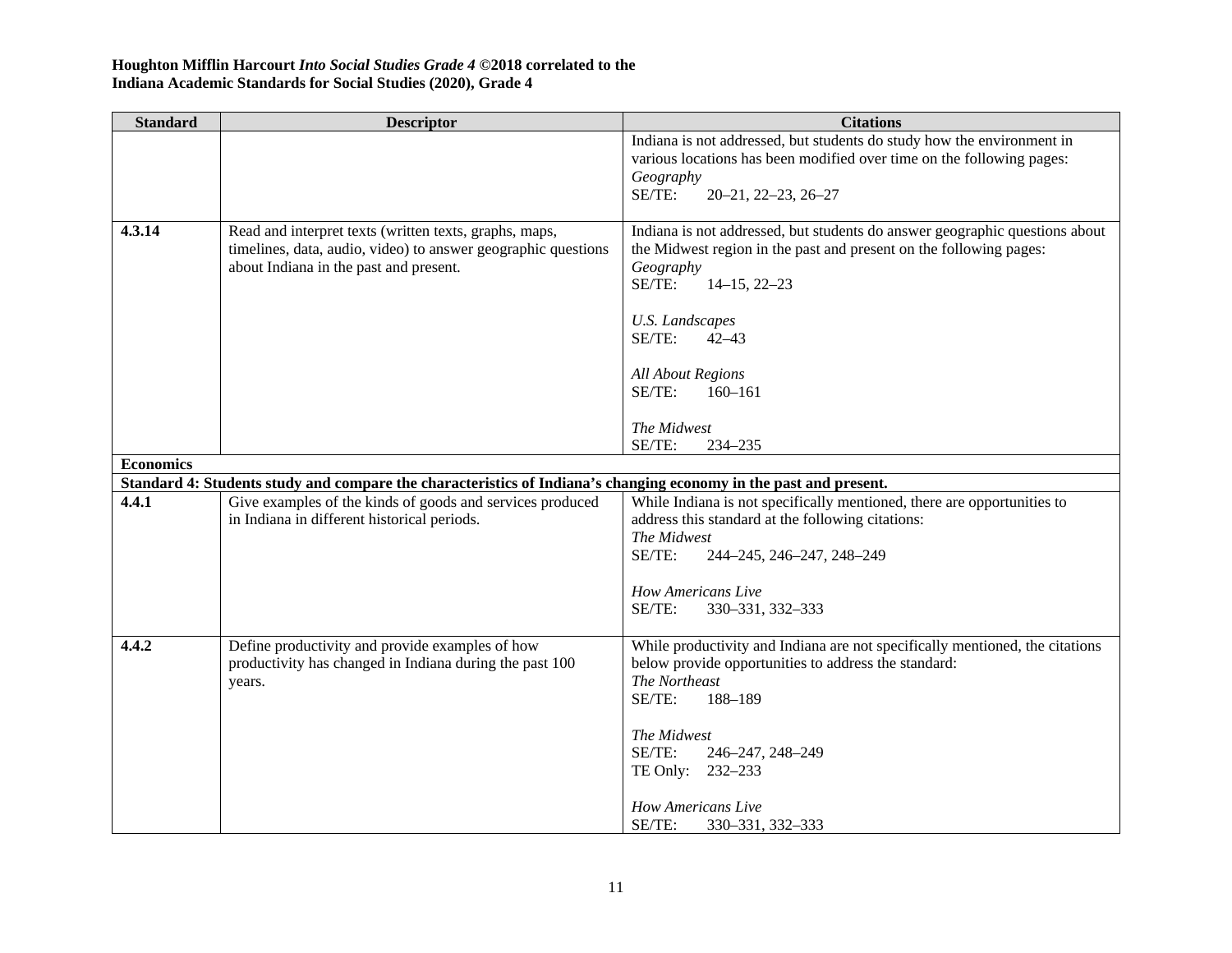**Houghton Mifflin Harcourt *Into Social Studies Grade 4* ©2018 correlated to the Indiana Academic Standards for Social Studies (2020), Grade 4**

| Standard | Descriptor | Citations |
|---|---|---|
| | | Indiana is not addressed, but students do study how the environment in various locations has been modified over time on the following pages:<br>*Geography*<br>SE/TE: 20–21, 22–23, 26–27 |
| **4.3.14** | Read and interpret texts (written texts, graphs, maps, timelines, data, audio, video) to answer geographic questions about Indiana in the past and present. | Indiana is not addressed, but students do answer geographic questions about the Midwest region in the past and present on the following pages:<br>*Geography*<br>SE/TE: 14–15, 22–23<br><br>*U.S. Landscapes*<br>SE/TE: 42–43<br><br>*All About Regions*<br>SE/TE: 160–161<br><br>*The Midwest*<br>SE/TE: 234–235 |
| **Economics** | | |
| **Standard 4: Students study and compare the characteristics of Indiana's changing economy in the past and present.** | | |
| **4.4.1** | Give examples of the kinds of goods and services produced in Indiana in different historical periods. | While Indiana is not specifically mentioned, there are opportunities to address this standard at the following citations:<br>*The Midwest*<br>SE/TE: 244–245, 246–247, 248–249<br><br>*How Americans Live*<br>SE/TE: 330–331, 332–333 |
| **4.4.2** | Define productivity and provide examples of how productivity has changed in Indiana during the past 100 years. | While productivity and Indiana are not specifically mentioned, the citations below provide opportunities to address the standard:<br>*The Northeast*<br>SE/TE: 188–189<br><br>*The Midwest*<br>SE/TE: 246–247, 248–249<br>TE Only: 232–233<br><br>*How Americans Live*<br>SE/TE: 330–331, 332–333 |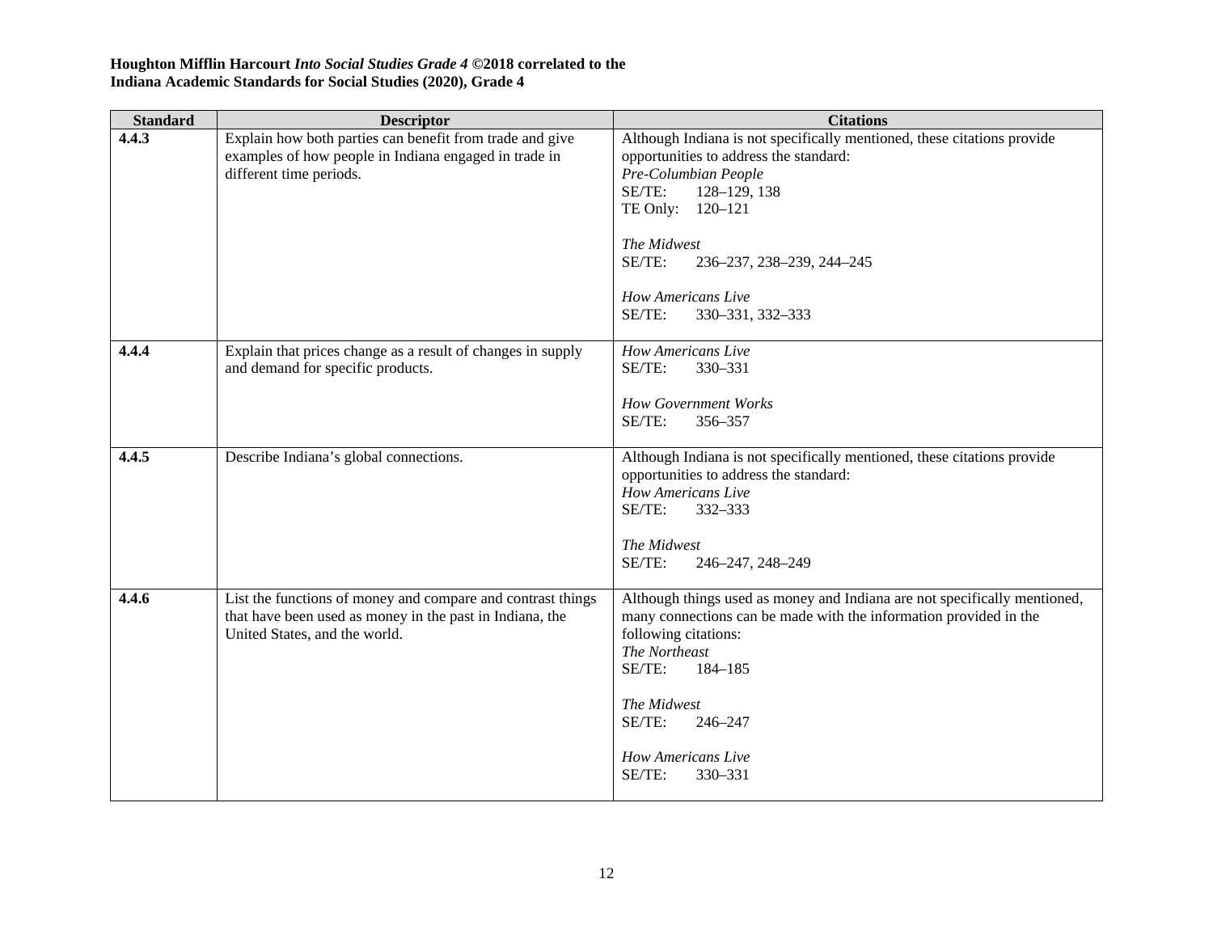**Houghton Mifflin Harcourt *Into Social Studies Grade 4* ©2018 correlated to the Indiana Academic Standards for Social Studies (2020), Grade 4**

| Standard | Descriptor | Citations |
|---|---|---|
| **4.4.3** | Explain how both parties can benefit from trade and give examples of how people in Indiana engaged in trade in different time periods. | Although Indiana is not specifically mentioned, these citations provide opportunities to address the standard:<br>*Pre-Columbian People*<br>SE/TE: 128–129, 138<br>TE Only: 120–121<br><br>*The Midwest*<br>SE/TE: 236–237, 238–239, 244–245<br><br>*How Americans Live*<br>SE/TE: 330–331, 332–333 |
| **4.4.4** | Explain that prices change as a result of changes in supply and demand for specific products. | *How Americans Live*<br>SE/TE: 330–331<br><br>*How Government Works*<br>SE/TE: 356–357 |
| **4.4.5** | Describe Indiana's global connections. | Although Indiana is not specifically mentioned, these citations provide opportunities to address the standard:<br>*How Americans Live*<br>SE/TE: 332–333<br><br>*The Midwest*<br>SE/TE: 246–247, 248–249 |
| **4.4.6** | List the functions of money and compare and contrast things that have been used as money in the past in Indiana, the United States, and the world. | Although things used as money and Indiana are not specifically mentioned, many connections can be made with the information provided in the following citations:<br>*The Northeast*<br>SE/TE: 184–185<br><br>*The Midwest*<br>SE/TE: 246–247<br><br>*How Americans Live*<br>SE/TE: 330–331 |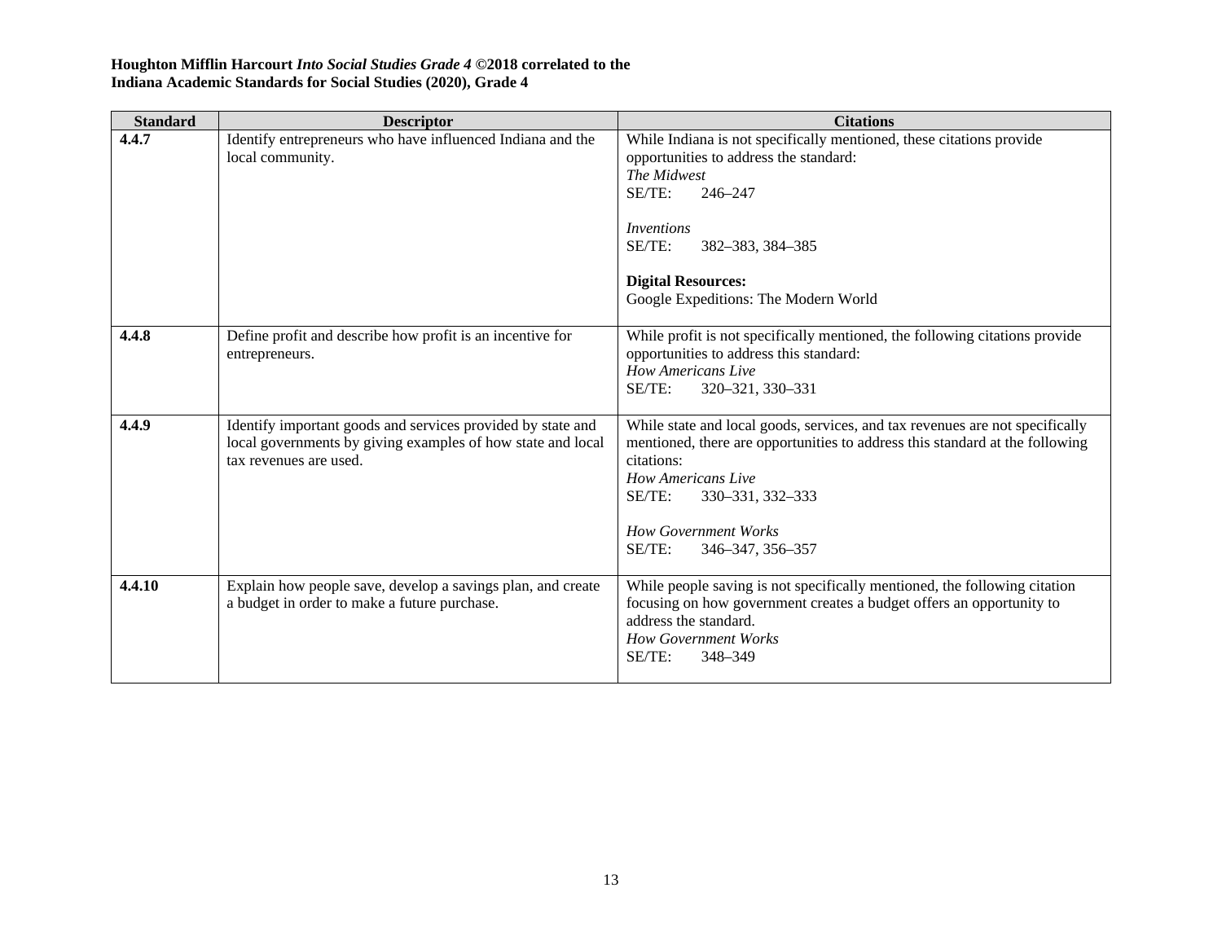**Houghton Mifflin Harcourt *Into Social Studies Grade 4* ©2018 correlated to the Indiana Academic Standards for Social Studies (2020), Grade 4**

| Standard | Descriptor | Citations |
| --- | --- | --- |
| **4.4.7** | Identify entrepreneurs who have influenced Indiana and the local community. | While Indiana is not specifically mentioned, these citations provide opportunities to address the standard:<br>*The Midwest*<br>SE/TE: 246–247<br><br>*Inventions*<br>SE/TE: 382–383, 384–385<br><br>**Digital Resources:**<br>Google Expeditions: The Modern World |
| **4.4.8** | Define profit and describe how profit is an incentive for entrepreneurs. | While profit is not specifically mentioned, the following citations provide opportunities to address this standard:<br>*How Americans Live*<br>SE/TE: 320–321, 330–331 |
| **4.4.9** | Identify important goods and services provided by state and local governments by giving examples of how state and local tax revenues are used. | While state and local goods, services, and tax revenues are not specifically mentioned, there are opportunities to address this standard at the following citations:<br>*How Americans Live*<br>SE/TE: 330–331, 332–333<br><br>*How Government Works*<br>SE/TE: 346–347, 356–357 |
| **4.4.10** | Explain how people save, develop a savings plan, and create a budget in order to make a future purchase. | While people saving is not specifically mentioned, the following citation focusing on how government creates a budget offers an opportunity to address the standard.<br>*How Government Works*<br>SE/TE: 348–349 |